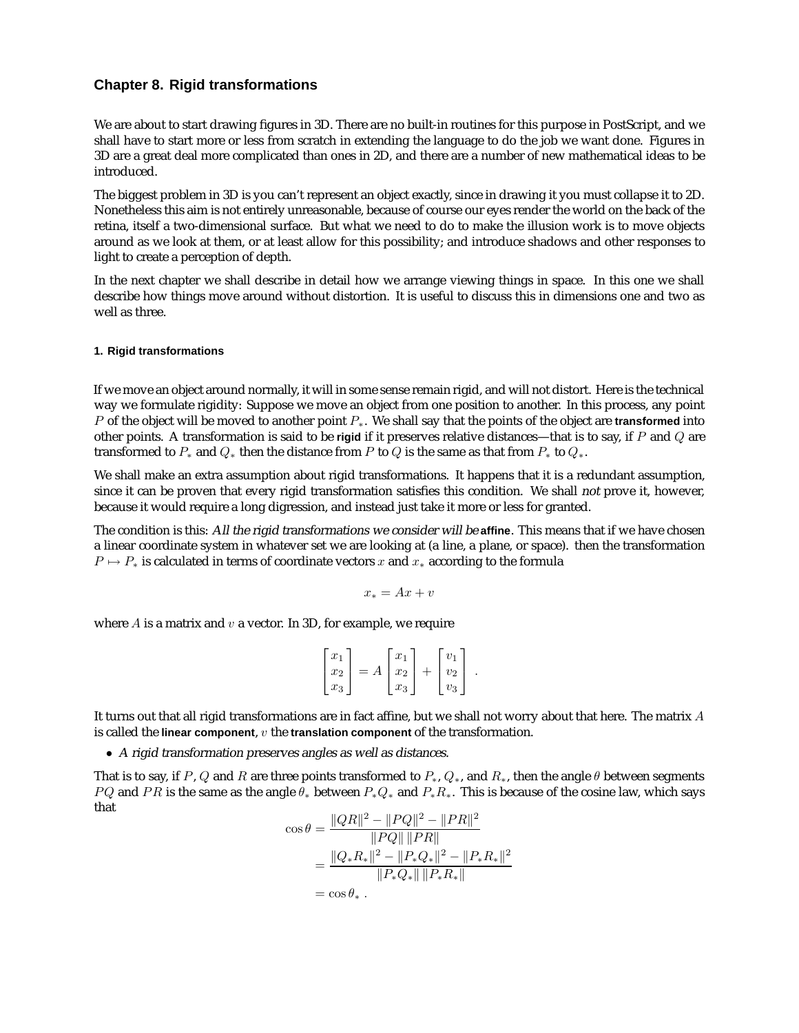# Chapter 8. Rigid transformations

We are about to start drawing figures in 3D. There are no built-in routines for this purpose in PostScript, and we shall have to start more or less from scratch in extending the language to do the job we want done. Figures in 3D are a great deal more complicated than ones in 2D, and there are a number of new mathematical ideas to be introduced.

The biggest problem in 3D is you can't represent an object exactly, since in drawing it you must collapse it to 2D. Nonetheless this aim is not entirely unreasonable, because of course our eyes render the world on the back of the retina, itself a two-dimensional surface. But what we need to do to make the illusion work is to move objects around as we look at them, or at least allow for this possibility; and introduce shadows and other responses to light to create a perception of depth.

In the next chapter we shall describe in detail how we arrange viewing things in space. In this one we shall describe how things move around without distortion. It is useful to discuss this in dimensions one and two as well as three.

## 1. Rigid transformations

If we move an object around normally, it will in some sense remain rigid, and will not distort. Here is the technical way we formulate rigidity: Suppose we move an object from one position to another. In this process, any point $P$ of the object will be moved to another point $P_*$. We shall say that the points of the object are **transformed** into other points. A transformation is said to be **rigid** if it preserves relative distances—that is to say, if $P$ and $Q$ are transformed to $P_*$ and $Q_*$ then the distance from $P$ to $Q$ is the same as that from $P_*$ to $Q_*$.

We shall make an extra assumption about rigid transformations. It happens that it is a redundant assumption, since it can be proven that every rigid transformation satisfies this condition. We shall *not* prove it, however, because it would require a long digression, and instead just take it more or less for granted.

The condition is this: *All the rigid transformations we consider will be* **affine**. This means that if we have chosen a linear coordinate system in whatever set we are looking at (a line, a plane, or space). then the transformation $P \mapsto P_*$ is calculated in terms of coordinate vectors $x$ and $x_*$ according to the formula

$$x_* = Ax + v$$

where $A$ is a matrix and $v$ a vector. In 3D, for example, we require

$$\begin{bmatrix} x_1 \\ x_2 \\ x_3 \end{bmatrix} = A \begin{bmatrix} x_1 \\ x_2 \\ x_3 \end{bmatrix} + \begin{bmatrix} v_1 \\ v_2 \\ v_3 \end{bmatrix} .$$

It turns out that all rigid transformations are in fact affine, but we shall not worry about that here. The matrix $A$ is called the **linear component**, $v$ the **translation component** of the transformation.

- *A rigid transformation preserves angles as well as distances.*

That is to say, if $P$, $Q$ and $R$ are three points transformed to $P_*$, $Q_*$, and $R_*$, then the angle $\theta$ between segments $PQ$ and $PR$ is the same as the angle $\theta_*$ between $P_*Q_*$ and $P_*R_*$. This is because of the cosine law, which says that

$$\begin{aligned}
\cos\theta &= \frac{\|QR\|^2 - \|PQ\|^2 - \|PR\|^2}{\|PQ\|\,\|PR\|} \\
&= \frac{\|Q_*R_*\|^2 - \|P_*Q_*\|^2 - \|P_*R_*\|^2}{\|P_*Q_*\|\,\|P_*R_*\|} \\
&= \cos\theta_* \ .
\end{aligned}$$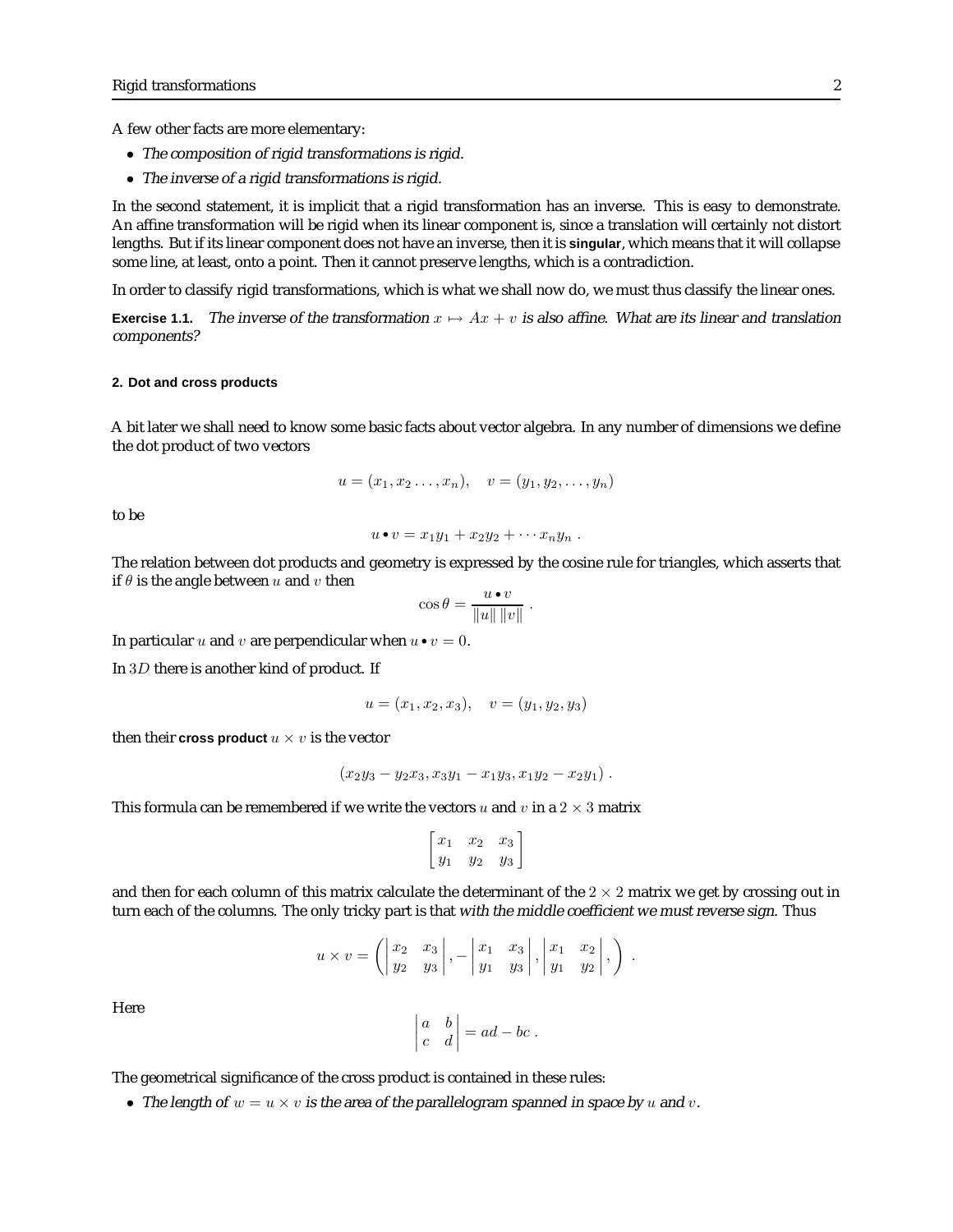A few other facts are more elementary:

- *The composition of rigid transformations is rigid.*
- *The inverse of a rigid transformations is rigid.*

In the second statement, it is implicit that a rigid transformation has an inverse. This is easy to demonstrate. An affine transformation will be rigid when its linear component is, since a translation will certainly not distort lengths. But if its linear component does not have an inverse, then it is **singular**, which means that it will collapse some line, at least, onto a point. Then it cannot preserve lengths, which is a contradiction.

In order to classify rigid transformations, which is what we shall now do, we must thus classify the linear ones.

**Exercise 1.1.** *The inverse of the transformation $x \mapsto Ax + v$ is also affine. What are its linear and translation components?*

#### 2. Dot and cross products

A bit later we shall need to know some basic facts about vector algebra. In any number of dimensions we define the dot product of two vectors

$$u = (x_1, x_2 \ldots, x_n), \quad v = (y_1, y_2, \ldots, y_n)$$

to be

$$u \bullet v = x_1 y_1 + x_2 y_2 + \cdots x_n y_n \ .$$

The relation between dot products and geometry is expressed by the cosine rule for triangles, which asserts that if $\theta$ is the angle between $u$ and $v$ then

$$\cos\theta = \frac{u \bullet v}{\|u\| \, \|v\|} \ .$$

In particular $u$ and $v$ are perpendicular when $u \bullet v = 0$.

In $3D$ there is another kind of product. If

$$u = (x_1, x_2, x_3), \quad v = (y_1, y_2, y_3)$$

then their **cross product** $u \times v$ is the vector

$$(x_2 y_3 - y_2 x_3, x_3 y_1 - x_1 y_3, x_1 y_2 - x_2 y_1) \ .$$

This formula can be remembered if we write the vectors $u$ and $v$ in a $2 \times 3$ matrix

$$\begin{bmatrix} x_1 & x_2 & x_3 \\ y_1 & y_2 & y_3 \end{bmatrix}$$

and then for each column of this matrix calculate the determinant of the $2 \times 2$ matrix we get by crossing out in turn each of the columns. The only tricky part is that *with the middle coefficient we must reverse sign.* Thus

$$u \times v = \left( \begin{vmatrix} x_2 & x_3 \\ y_2 & y_3 \end{vmatrix}, - \begin{vmatrix} x_1 & x_3 \\ y_1 & y_3 \end{vmatrix}, \begin{vmatrix} x_1 & x_2 \\ y_1 & y_2 \end{vmatrix}, \right) \ .$$

Here

$$\begin{vmatrix} a & b \\ c & d \end{vmatrix} = ad - bc \ .$$

The geometrical significance of the cross product is contained in these rules:

- *The length of $w = u \times v$ is the area of the parallelogram spanned in space by $u$ and $v$.*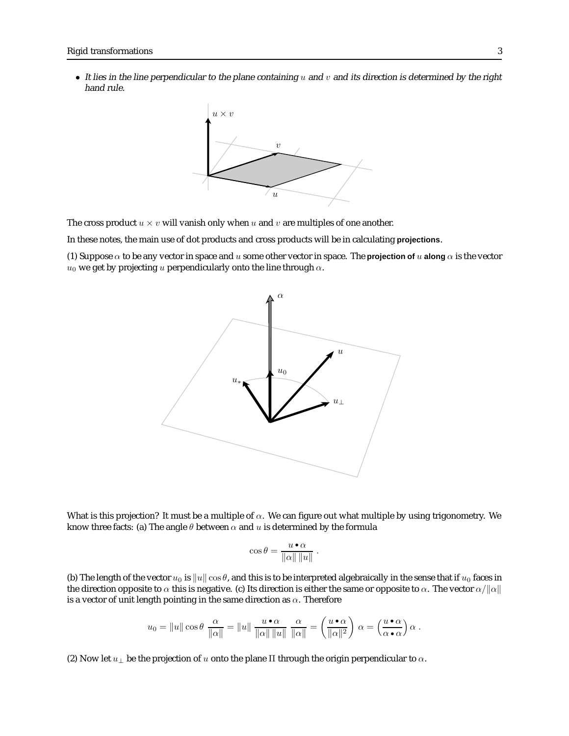- *It lies in the line perpendicular to the plane containing $u$ and $v$ and its direction is determined by the right hand rule.*

The cross product $u \times v$ will vanish only when $u$ and $v$ are multiples of one another.

In these notes, the main use of dot products and cross products will be in calculating **projections**.

(1) Suppose $\alpha$ to be any vector in space and $u$ some other vector in space. The **projection of** $u$ **along** $\alpha$ is the vector $u_0$ we get by projecting $u$ perpendicularly onto the line through $\alpha$.

What is this projection? It must be a multiple of $\alpha$. We can figure out what multiple by using trigonometry. We know three facts: (a) The angle $\theta$ between $\alpha$ and $u$ is determined by the formula

$$\cos\theta = \frac{u \bullet \alpha}{\|\alpha\| \, \|u\|} \ .$$

(b) The length of the vector $u_0$ is $\|u\| \cos\theta$, and this is to be interpreted algebraically in the sense that if $u_0$ faces in the direction opposite to $\alpha$ this is negative. (c) Its direction is either the same or opposite to $\alpha$. The vector $\alpha/\|\alpha\|$ is a vector of unit length pointing in the same direction as $\alpha$. Therefore

$$u_0 = \|u\| \cos\theta \, \frac{\alpha}{\|\alpha\|} = \|u\| \, \frac{u \bullet \alpha}{\|\alpha\| \, \|u\|} \, \frac{\alpha}{\|\alpha\|} = \left( \frac{u \bullet \alpha}{\|\alpha\|^2} \right) \alpha = \left( \frac{u \bullet \alpha}{\alpha \bullet \alpha} \right) \alpha \ .$$

(2) Now let $u_\perp$ be the projection of $u$ onto the plane $\Pi$ through the origin perpendicular to $\alpha$.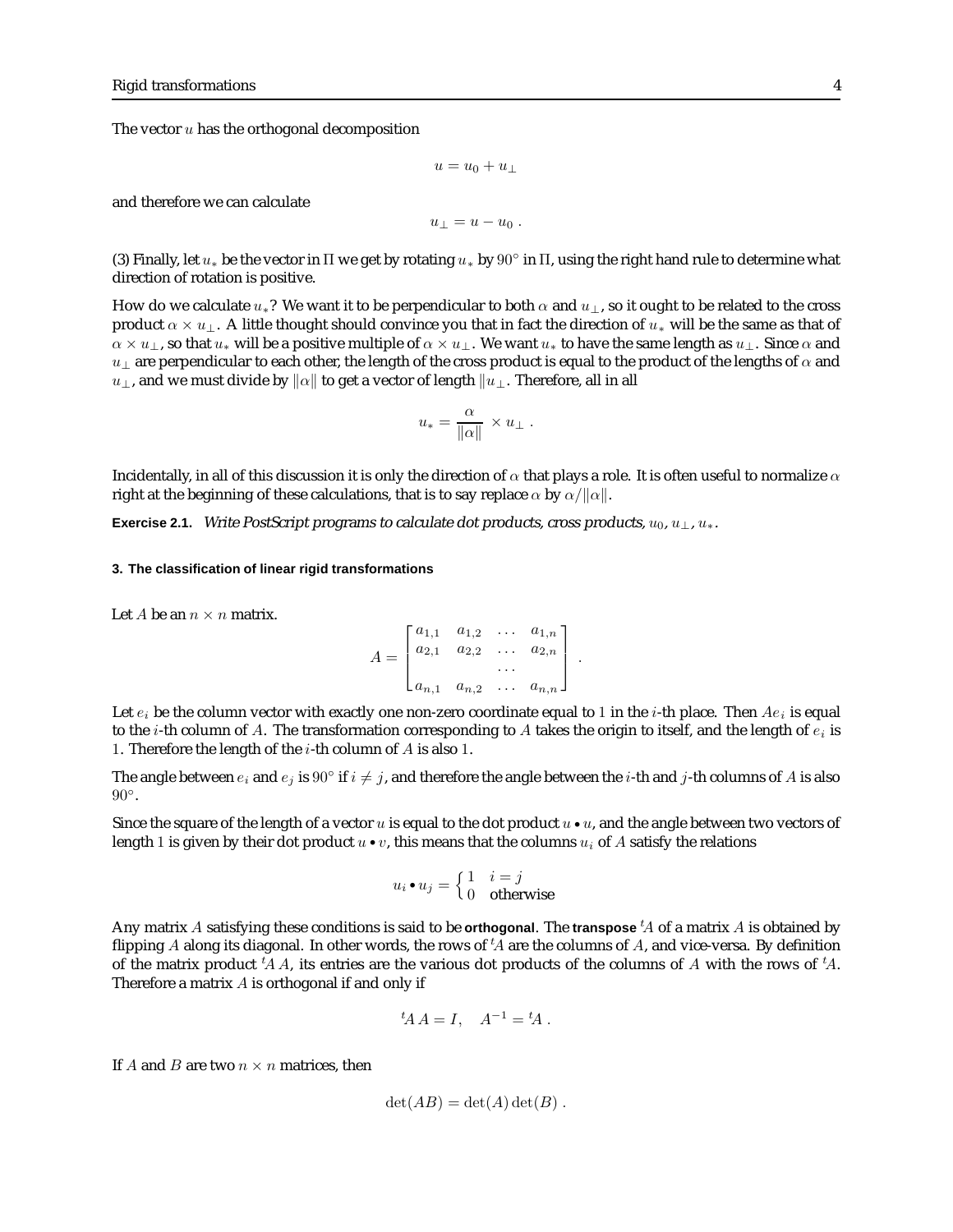The vector $u$ has the orthogonal decomposition

$$u = u_0 + u_\perp$$

and therefore we can calculate

$$u_\perp = u - u_0 \ .$$

(3) Finally, let $u_*$ be the vector in $\Pi$ we get by rotating $u_*$ by $90^\circ$ in $\Pi$, using the right hand rule to determine what direction of rotation is positive.

How do we calculate $u_*$? We want it to be perpendicular to both $\alpha$ and $u_\perp$, so it ought to be related to the cross product $\alpha \times u_\perp$. A little thought should convince you that in fact the direction of $u_*$ will be the same as that of $\alpha \times u_\perp$, so that $u_*$ will be a positive multiple of $\alpha \times u_\perp$. We want $u_*$ to have the same length as $u_\perp$. Since $\alpha$ and $u_\perp$ are perpendicular to each other, the length of the cross product is equal to the product of the lengths of $\alpha$ and $u_\perp$, and we must divide by $\|\alpha\|$ to get a vector of length $\|u_\perp$. Therefore, all in all

$$u_* = \frac{\alpha}{\|\alpha\|} \times u_\perp \ .$$

Incidentally, in all of this discussion it is only the direction of $\alpha$ that plays a role. It is often useful to normalize $\alpha$ right at the beginning of these calculations, that is to say replace $\alpha$ by $\alpha/\|\alpha\|$.

**Exercise 2.1.** *Write PostScript programs to calculate dot products, cross products, $u_0$, $u_\perp$, $u_*$.*

### 3. The classification of linear rigid transformations

Let $A$ be an $n \times n$ matrix.

$$A = \begin{bmatrix} a_{1,1} & a_{1,2} & \dots & a_{1,n} \\ a_{2,1} & a_{2,2} & \dots & a_{2,n} \\ & & \dots & \\ a_{n,1} & a_{n,2} & \dots & a_{n,n} \end{bmatrix} \ .$$

Let $e_i$ be the column vector with exactly one non-zero coordinate equal to $1$ in the $i$-th place. Then $Ae_i$ is equal to the $i$-th column of $A$. The transformation corresponding to $A$ takes the origin to itself, and the length of $e_i$ is $1$. Therefore the length of the $i$-th column of $A$ is also $1$.

The angle between $e_i$ and $e_j$ is $90^\circ$ if $i \neq j$, and therefore the angle between the $i$-th and $j$-th columns of $A$ is also $90^\circ$.

Since the square of the length of a vector $u$ is equal to the dot product $u \bullet u$, and the angle between two vectors of length $1$ is given by their dot product $u \bullet v$, this means that the columns $u_i$ of $A$ satisfy the relations

$$u_i \bullet u_j = \begin{cases} 1 & i = j \\ 0 & \text{otherwise} \end{cases}$$

Any matrix $A$ satisfying these conditions is said to be **orthogonal**. The **transpose** ${}^tA$ of a matrix $A$ is obtained by flipping $A$ along its diagonal. In other words, the rows of ${}^tA$ are the columns of $A$, and vice-versa. By definition of the matrix product ${}^tA\,A$, its entries are the various dot products of the columns of $A$ with the rows of ${}^tA$. Therefore a matrix $A$ is orthogonal if and only if

$${}^tA\,A = I, \quad A^{-1} = {}^tA \ .$$

If $A$ and $B$ are two $n \times n$ matrices, then

$$\det(AB) = \det(A)\det(B) \ .$$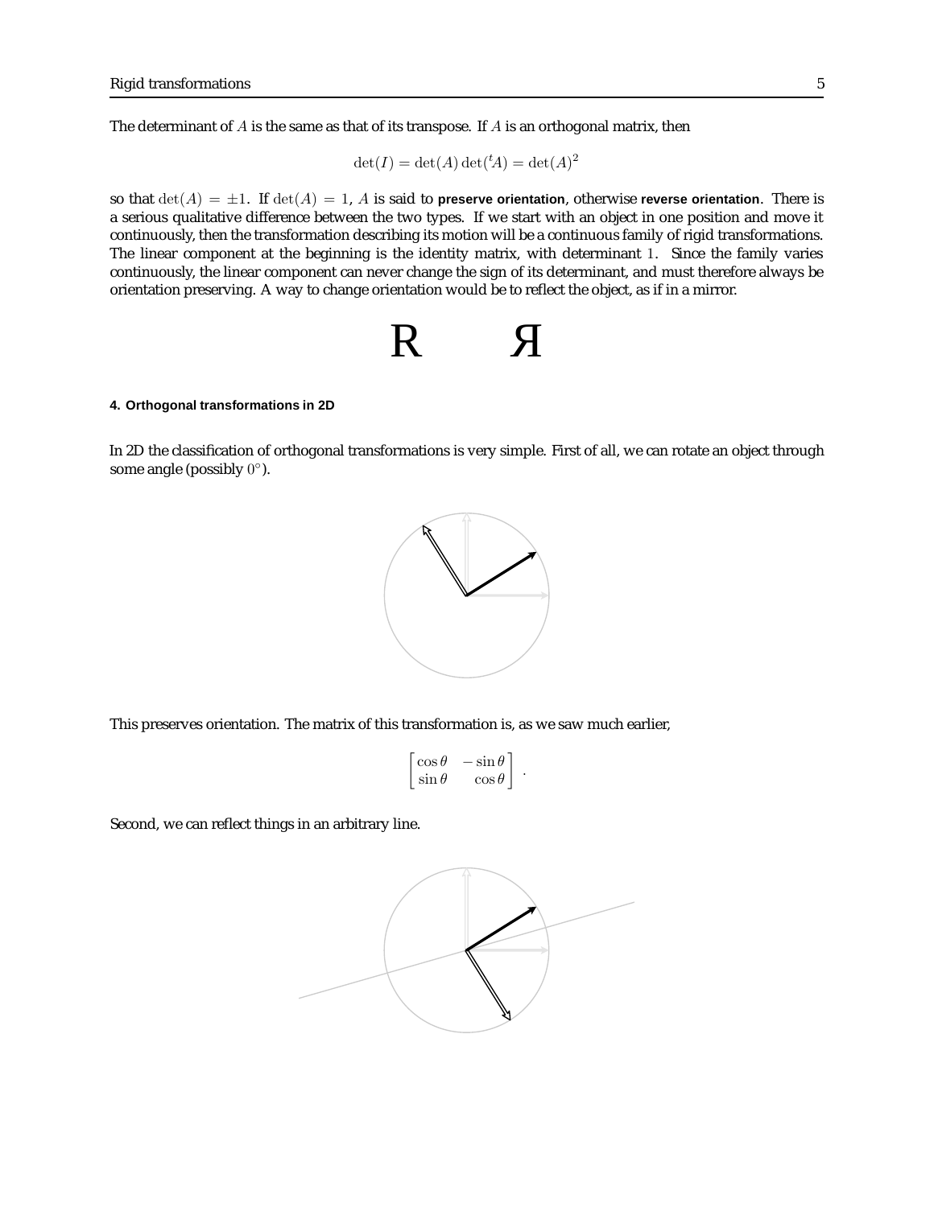The determinant of $A$ is the same as that of its transpose. If $A$ is an orthogonal matrix, then

$$\det(I) = \det(A)\det({}^tA) = \det(A)^2$$

so that $\det(A) = \pm 1$. If $\det(A) = 1$, $A$ is said to **preserve orientation**, otherwise **reverse orientation**. There is a serious qualitative difference between the two types. If we start with an object in one position and move it continuously, then the transformation describing its motion will be a continuous family of rigid transformations. The linear component at the beginning is the identity matrix, with determinant 1. Since the family varies continuously, the linear component can never change the sign of its determinant, and must therefore always be orientation preserving. A way to change orientation would be to reflect the object, as if in a mirror.

R Я

#### 4. Orthogonal transformations in 2D

In 2D the classification of orthogonal transformations is very simple. First of all, we can rotate an object through some angle (possibly $0^\circ$).

This preserves orientation. The matrix of this transformation is, as we saw much earlier,

$$\begin{bmatrix} \cos\theta & -\sin\theta \\ \sin\theta & \cos\theta \end{bmatrix} .$$

Second, we can reflect things in an arbitrary line.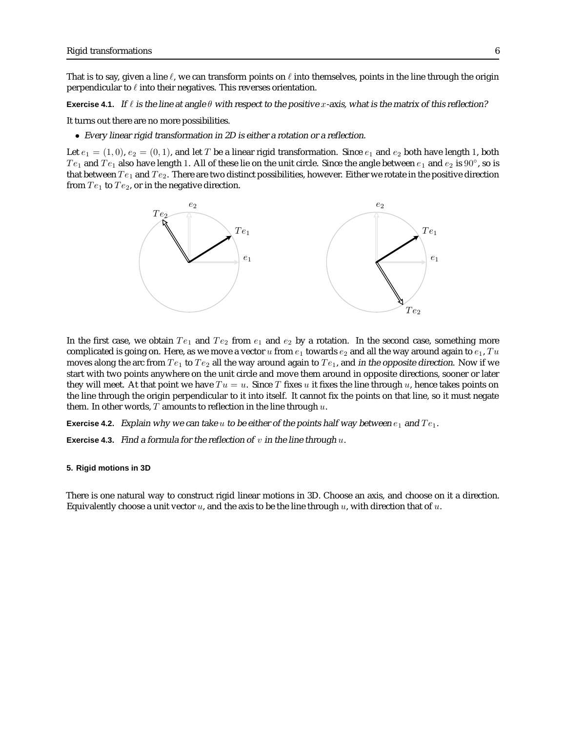That is to say, given a line $\ell$, we can transform points on $\ell$ into themselves, points in the line through the origin perpendicular to $\ell$ into their negatives. This reverses orientation.

**Exercise 4.1.** *If $\ell$ is the line at angle $\theta$ with respect to the positive $x$-axis, what is the matrix of this reflection?*

It turns out there are no more possibilities.

- *Every linear rigid transformation in 2D is either a rotation or a reflection.*

Let $e_1 = (1, 0)$, $e_2 = (0, 1)$, and let $T$ be a linear rigid transformation. Since $e_1$ and $e_2$ both have length 1, both $Te_1$ and $Te_1$ also have length 1. All of these lie on the unit circle. Since the angle between $e_1$ and $e_2$ is $90°$, so is that between $Te_1$ and $Te_2$. There are two distinct possibilities, however. Either we rotate in the positive direction from $Te_1$ to $Te_2$, or in the negative direction.

In the first case, we obtain $Te_1$ and $Te_2$ from $e_1$ and $e_2$ by a rotation. In the second case, something more complicated is going on. Here, as we move a vector $u$ from $e_1$ towards $e_2$ and all the way around again to $e_1$, $Tu$ moves along the arc from $Te_1$ to $Te_2$ all the way around again to $Te_1$, and *in the opposite direction*. Now if we start with two points anywhere on the unit circle and move them around in opposite directions, sooner or later they will meet. At that point we have $Tu = u$. Since $T$ fixes $u$ it fixes the line through $u$, hence takes points on the line through the origin perpendicular to it into itself. It cannot fix the points on that line, so it must negate them. In other words, $T$ amounts to reflection in the line through $u$.

**Exercise 4.2.** *Explain why we can take $u$ to be either of the points half way between $e_1$ and $Te_1$.*

**Exercise 4.3.** *Find a formula for the reflection of $v$ in the line through $u$.*

#### 5. Rigid motions in 3D

There is one natural way to construct rigid linear motions in 3D. Choose an axis, and choose on it a direction. Equivalently choose a unit vector $u$, and the axis to be the line through $u$, with direction that of $u$.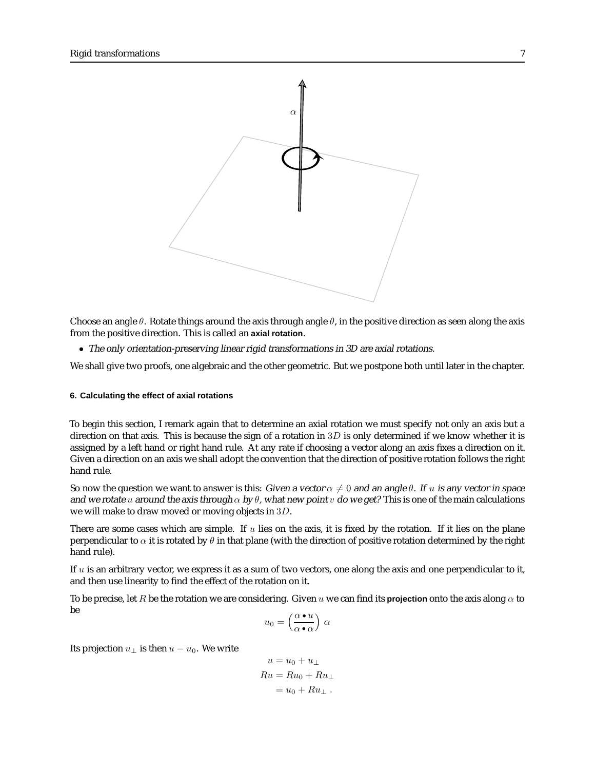Choose an angle $\theta$. Rotate things around the axis through angle $\theta$, in the positive direction as seen along the axis from the positive direction. This is called an **axial rotation**.

- *The only orientation-preserving linear rigid transformations in 3D are axial rotations.*

We shall give two proofs, one algebraic and the other geometric. But we postpone both until later in the chapter.

#### 6. Calculating the effect of axial rotations

To begin this section, I remark again that to determine an axial rotation we must specify not only an axis but a direction on that axis. This is because the sign of a rotation in $3D$ is only determined if we know whether it is assigned by a left hand or right hand rule. At any rate if choosing a vector along an axis fixes a direction on it. Given a direction on an axis we shall adopt the convention that the direction of positive rotation follows the right hand rule.

So now the question we want to answer is this: *Given a vector $\alpha \neq 0$ and an angle $\theta$. If $u$ is any vector in space and we rotate $u$ around the axis through $\alpha$ by $\theta$, what new point $v$ do we get?* This is one of the main calculations we will make to draw moved or moving objects in $3D$.

There are some cases which are simple. If $u$ lies on the axis, it is fixed by the rotation. If it lies on the plane perpendicular to $\alpha$ it is rotated by $\theta$ in that plane (with the direction of positive rotation determined by the right hand rule).

If $u$ is an arbitrary vector, we express it as a sum of two vectors, one along the axis and one perpendicular to it, and then use linearity to find the effect of the rotation on it.

To be precise, let $R$ be the rotation we are considering. Given $u$ we can find its **projection** onto the axis along $\alpha$ to be

$$u_0 = \left(\frac{\alpha \bullet u}{\alpha \bullet \alpha}\right) \alpha$$

Its projection $u_\perp$ is then $u - u_0$. We write

$$\begin{aligned} u &= u_0 + u_\perp \\ Ru &= Ru_0 + Ru_\perp \\ &= u_0 + Ru_\perp \; . \end{aligned}$$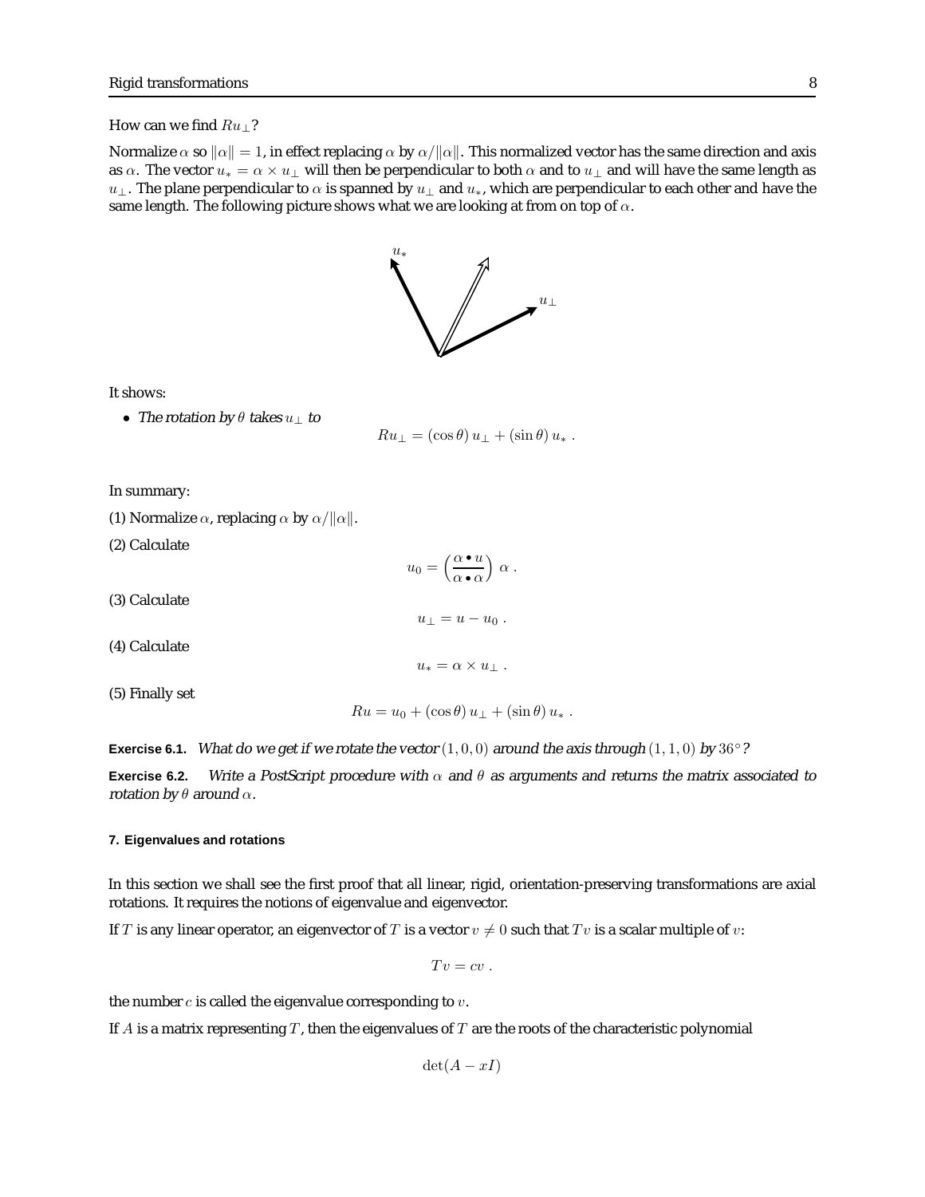How can we find $Ru_\perp$?

Normalize $\alpha$ so $\|\alpha\| = 1$, in effect replacing $\alpha$ by $\alpha/\|\alpha\|$. This normalized vector has the same direction and axis as $\alpha$. The vector $u_* = \alpha \times u_\perp$ will then be perpendicular to both $\alpha$ and to $u_\perp$ and will have the same length as $u_\perp$. The plane perpendicular to $\alpha$ is spanned by $u_\perp$ and $u_*$, which are perpendicular to each other and have the same length. The following picture shows what we are looking at from on top of $\alpha$.

It shows:

- *The rotation by $\theta$ takes $u_\perp$ to*

$$Ru_\perp = (\cos\theta)\, u_\perp + (\sin\theta)\, u_* \ .$$

In summary:

(1) Normalize $\alpha$, replacing $\alpha$ by $\alpha/\|\alpha\|$.

(2) Calculate

$$u_0 = \left(\frac{\alpha \bullet u}{\alpha \bullet \alpha}\right) \alpha \ .$$

(3) Calculate

$$u_\perp = u - u_0 \ .$$

(4) Calculate

$$u_* = \alpha \times u_\perp \ .$$

(5) Finally set

$$Ru = u_0 + (\cos\theta)\, u_\perp + (\sin\theta)\, u_* \ .$$

**Exercise 6.1.** *What do we get if we rotate the vector $(1, 0, 0)$ around the axis through $(1, 1, 0)$ by $36^\circ$?*

**Exercise 6.2.** *Write a PostScript procedure with $\alpha$ and $\theta$ as arguments and returns the matrix associated to rotation by $\theta$ around $\alpha$.*

#### 7. Eigenvalues and rotations

In this section we shall see the first proof that all linear, rigid, orientation-preserving transformations are axial rotations. It requires the notions of eigenvalue and eigenvector.

If $T$ is any linear operator, an eigenvector of $T$ is a vector $v \neq 0$ such that $Tv$ is a scalar multiple of $v$:

$$Tv = cv \ .$$

the number $c$ is called the eigenvalue corresponding to $v$.

If $A$ is a matrix representing $T$, then the eigenvalues of $T$ are the roots of the characteristic polynomial

$$\det(A - xI)$$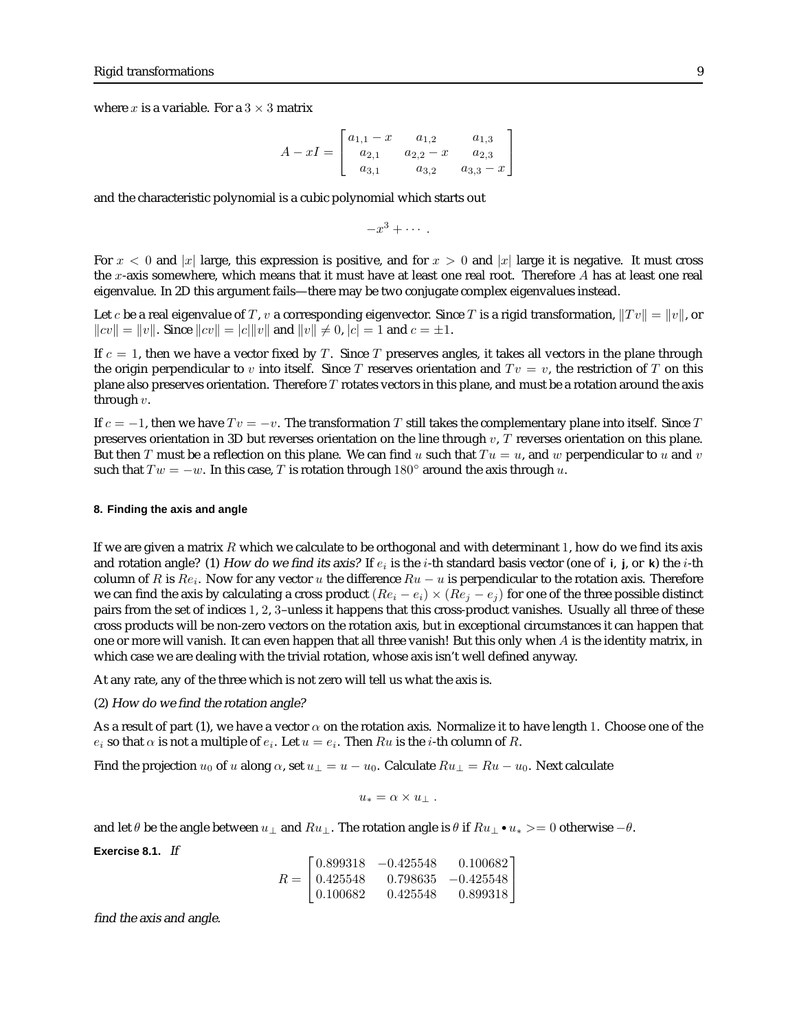where $x$ is a variable. For a $3 \times 3$ matrix

$$A - xI = \begin{bmatrix} a_{1,1} - x & a_{1,2} & a_{1,3} \\ a_{2,1} & a_{2,2} - x & a_{2,3} \\ a_{3,1} & a_{3,2} & a_{3,3} - x \end{bmatrix}$$

and the characteristic polynomial is a cubic polynomial which starts out

$$-x^3 + \cdots .$$

For $x < 0$ and $|x|$ large, this expression is positive, and for $x > 0$ and $|x|$ large it is negative. It must cross the $x$-axis somewhere, which means that it must have at least one real root. Therefore $A$ has at least one real eigenvalue. In 2D this argument fails—there may be two conjugate complex eigenvalues instead.

Let $c$ be a real eigenvalue of $T$, $v$ a corresponding eigenvector. Since $T$ is a rigid transformation, $\|Tv\| = \|v\|$, or $\|cv\| = \|v\|$. Since $\|cv\| = |c|\|v\|$ and $\|v\| \neq 0$, $|c| = 1$ and $c = \pm 1$.

If $c = 1$, then we have a vector fixed by $T$. Since $T$ preserves angles, it takes all vectors in the plane through the origin perpendicular to $v$ into itself. Since $T$ reserves orientation and $Tv = v$, the restriction of $T$ on this plane also preserves orientation. Therefore $T$ rotates vectors in this plane, and must be a rotation around the axis through $v$.

If $c = -1$, then we have $Tv = -v$. The transformation $T$ still takes the complementary plane into itself. Since $T$ preserves orientation in 3D but reverses orientation on the line through $v$, $T$ reverses orientation on this plane. But then $T$ must be a reflection on this plane. We can find $u$ such that $Tu = u$, and $w$ perpendicular to $u$ and $v$ such that $Tw = -w$. In this case, $T$ is rotation through $180^\circ$ around the axis through $u$.

#### 8. Finding the axis and angle

If we are given a matrix $R$ which we calculate to be orthogonal and with determinant $1$, how do we find its axis and rotation angle? (1) *How do we find its axis?* If $e_i$ is the $i$-th standard basis vector (one of **i**, **j**, or **k**) the $i$-th column of $R$ is $Re_i$. Now for any vector $u$ the difference $Ru - u$ is perpendicular to the rotation axis. Therefore we can find the axis by calculating a cross product $(Re_i - e_i) \times (Re_j - e_j)$ for one of the three possible distinct pairs from the set of indices $1, 2, 3$–unless it happens that this cross-product vanishes. Usually all three of these cross products will be non-zero vectors on the rotation axis, but in exceptional circumstances it can happen that one or more will vanish. It can even happen that all three vanish! But this only when $A$ is the identity matrix, in which case we are dealing with the trivial rotation, whose axis isn't well defined anyway.

At any rate, any of the three which is not zero will tell us what the axis is.

(2) *How do we find the rotation angle?*

As a result of part (1), we have a vector $\alpha$ on the rotation axis. Normalize it to have length $1$. Choose one of the $e_i$ so that $\alpha$ is not a multiple of $e_i$. Let $u = e_i$. Then $Ru$ is the $i$-th column of $R$.

Find the projection $u_0$ of $u$ along $\alpha$, set $u_\perp = u - u_0$. Calculate $Ru_\perp = Ru - u_0$. Next calculate

$$u_* = \alpha \times u_\perp .$$

and let $\theta$ be the angle between $u_\perp$ and $Ru_\perp$. The rotation angle is $\theta$ if $Ru_\perp \bullet u_* >= 0$ otherwise $-\theta$.

**Exercise 8.1.** *If*

$$R = \begin{bmatrix} 0.899318 & -0.425548 & 0.100682 \\ 0.425548 & 0.798635 & -0.425548 \\ 0.100682 & 0.425548 & 0.899318 \end{bmatrix}$$

*find the axis and angle.*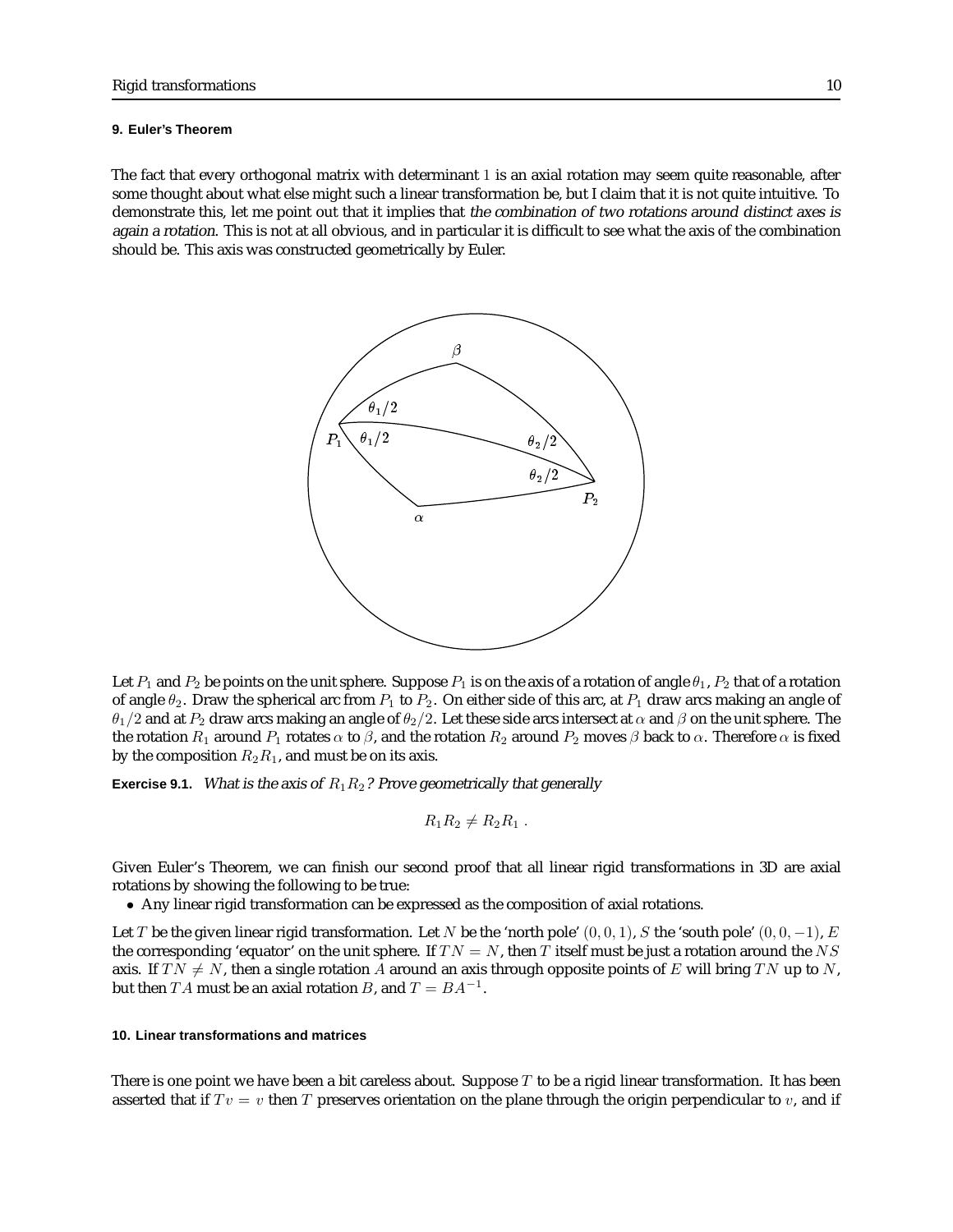## 9. Euler's Theorem

The fact that every orthogonal matrix with determinant 1 is an axial rotation may seem quite reasonable, after some thought about what else might such a linear transformation be, but I claim that it is not quite intuitive. To demonstrate this, let me point out that it implies that *the combination of two rotations around distinct axes is again a rotation*. This is not at all obvious, and in particular it is difficult to see what the axis of the combination should be. This axis was constructed geometrically by Euler.

Let $P_1$ and $P_2$ be points on the unit sphere. Suppose $P_1$ is on the axis of a rotation of angle $\theta_1$, $P_2$ that of a rotation of angle $\theta_2$. Draw the spherical arc from $P_1$ to $P_2$. On either side of this arc, at $P_1$ draw arcs making an angle of $\theta_1/2$ and at $P_2$ draw arcs making an angle of $\theta_2/2$. Let these side arcs intersect at $\alpha$ and $\beta$ on the unit sphere. The the rotation $R_1$ around $P_1$ rotates $\alpha$ to $\beta$, and the rotation $R_2$ around $P_2$ moves $\beta$ back to $\alpha$. Therefore $\alpha$ is fixed by the composition $R_2R_1$, and must be on its axis.

**Exercise 9.1.** *What is the axis of $R_1R_2$? Prove geometrically that generally*

$$R_1R_2 \neq R_2R_1 .$$

Given Euler's Theorem, we can finish our second proof that all linear rigid transformations in 3D are axial rotations by showing the following to be true:

- Any linear rigid transformation can be expressed as the composition of axial rotations.

Let $T$ be the given linear rigid transformation. Let $N$ be the 'north pole' $(0, 0, 1)$, $S$ the 'south pole' $(0, 0, -1)$, $E$ the corresponding 'equator' on the unit sphere. If $TN = N$, then $T$ itself must be just a rotation around the $NS$ axis. If $TN \neq N$, then a single rotation $A$ around an axis through opposite points of $E$ will bring $TN$ up to $N$, but then $TA$ must be an axial rotation $B$, and $T = BA^{-1}$.

## 10. Linear transformations and matrices

There is one point we have been a bit careless about. Suppose $T$ to be a rigid linear transformation. It has been asserted that if $Tv = v$ then $T$ preserves orientation on the plane through the origin perpendicular to $v$, and if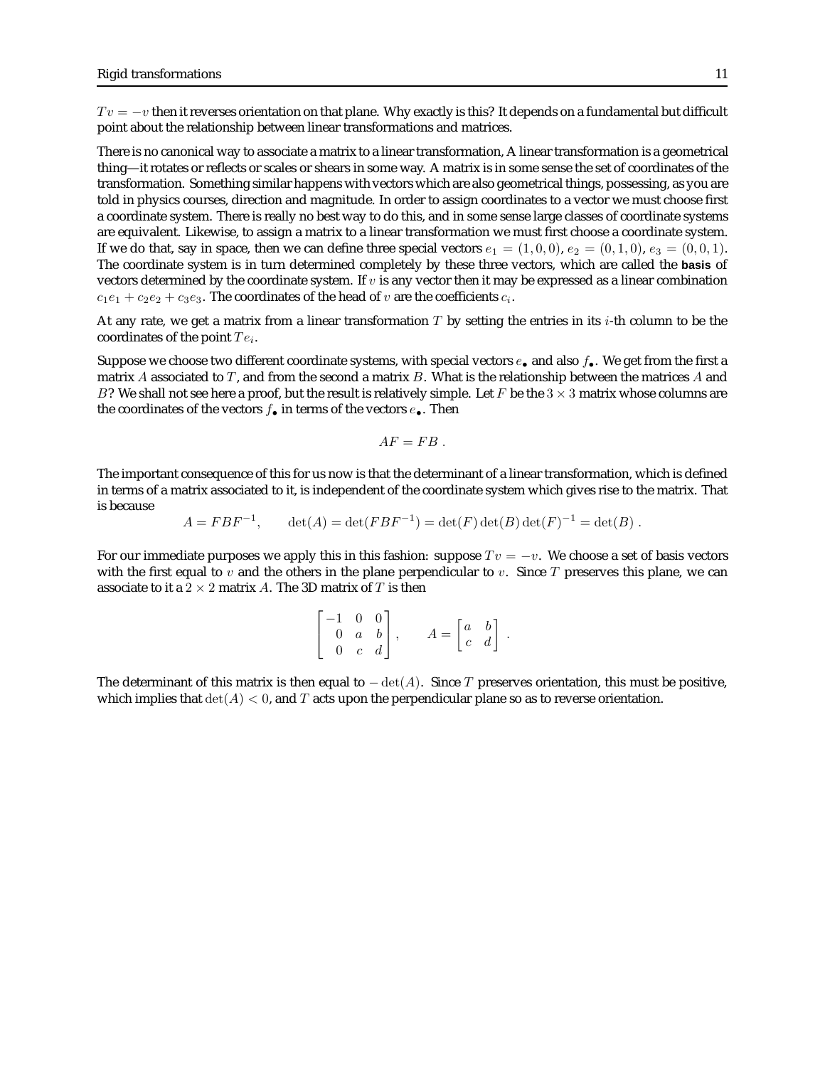$Tv = -v$ then it reverses orientation on that plane. Why exactly is this? It depends on a fundamental but difficult point about the relationship between linear transformations and matrices.

There is no canonical way to associate a matrix to a linear transformation, A linear transformation is a geometrical thing—it rotates or reflects or scales or shears in some way. A matrix is in some sense the set of coordinates of the transformation. Something similar happens with vectors which are also geometrical things, possessing, as you are told in physics courses, direction and magnitude. In order to assign coordinates to a vector we must choose first a coordinate system. There is really no best way to do this, and in some sense large classes of coordinate systems are equivalent. Likewise, to assign a matrix to a linear transformation we must first choose a coordinate system. If we do that, say in space, then we can define three special vectors $e_1 = (1, 0, 0)$, $e_2 = (0, 1, 0)$, $e_3 = (0, 0, 1)$. The coordinate system is in turn determined completely by these three vectors, which are called the **basis** of vectors determined by the coordinate system. If $v$ is any vector then it may be expressed as a linear combination $c_1e_1 + c_2e_2 + c_3e_3$. The coordinates of the head of $v$ are the coefficients $c_i$.

At any rate, we get a matrix from a linear transformation $T$ by setting the entries in its $i$-th column to be the coordinates of the point $Te_i$.

Suppose we choose two different coordinate systems, with special vectors $e_\bullet$ and also $f_\bullet$. We get from the first a matrix $A$ associated to $T$, and from the second a matrix $B$. What is the relationship between the matrices $A$ and $B$? We shall not see here a proof, but the result is relatively simple. Let $F$ be the $3 \times 3$ matrix whose columns are the coordinates of the vectors $f_\bullet$ in terms of the vectors $e_\bullet$. Then

$$AF = FB \, .$$

The important consequence of this for us now is that the determinant of a linear transformation, which is defined in terms of a matrix associated to it, is independent of the coordinate system which gives rise to the matrix. That is because

$$A = FBF^{-1}, \qquad \det(A) = \det(FBF^{-1}) = \det(F)\det(B)\det(F)^{-1} = \det(B) \, .$$

For our immediate purposes we apply this in this fashion: suppose $Tv = -v$. We choose a set of basis vectors with the first equal to $v$ and the others in the plane perpendicular to $v$. Since $T$ preserves this plane, we can associate to it a $2 \times 2$ matrix $A$. The 3D matrix of $T$ is then

$$\begin{bmatrix} -1 & 0 & 0 \\ 0 & a & b \\ 0 & c & d \end{bmatrix}, \qquad A = \begin{bmatrix} a & b \\ c & d \end{bmatrix} \, .$$

The determinant of this matrix is then equal to $-\det(A)$. Since $T$ preserves orientation, this must be positive, which implies that $\det(A) < 0$, and $T$ acts upon the perpendicular plane so as to reverse orientation.